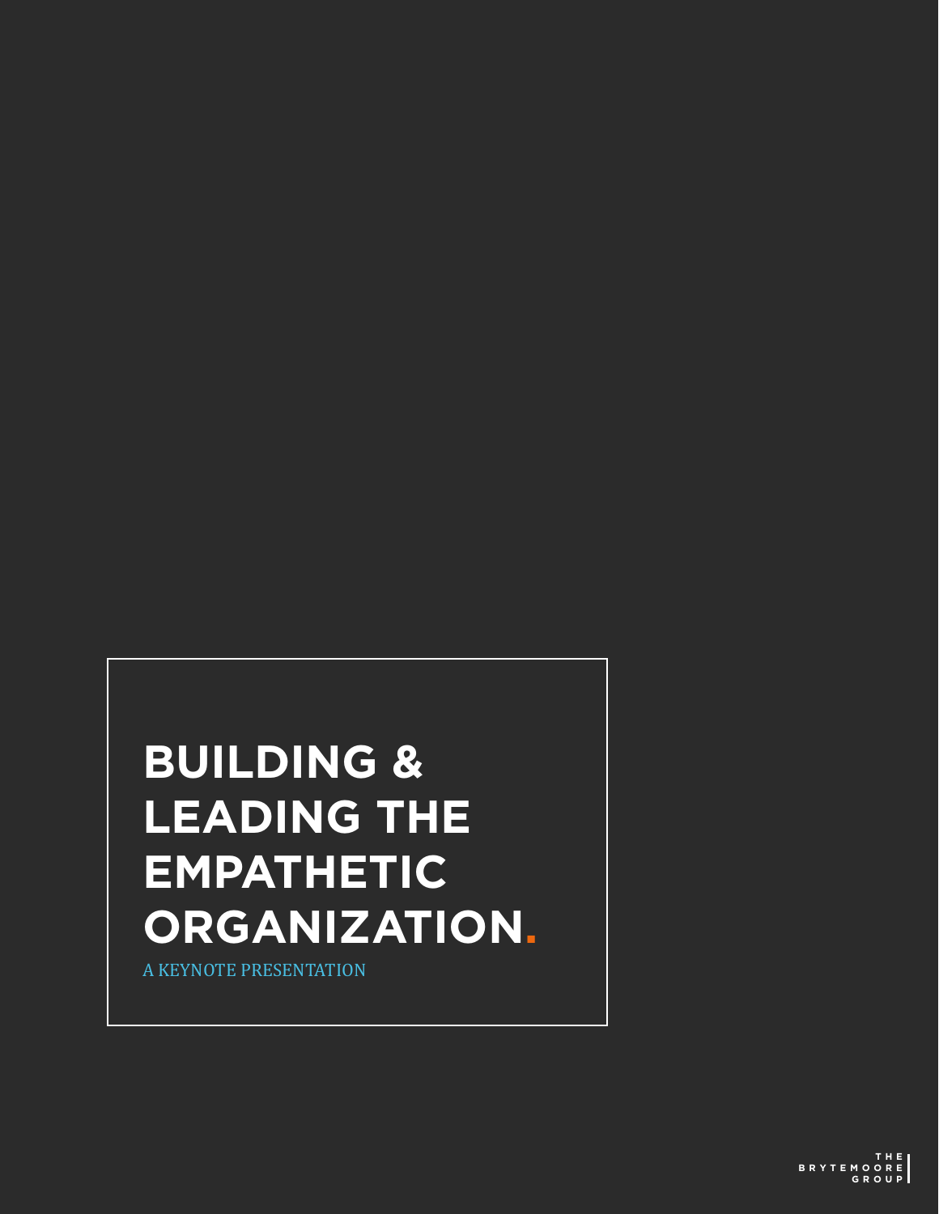# BUILDING & LEADING THE EMPATHETIC ORGANIZATION.

A KEYNOTE PRESENTATION

THE BRYTEMOORE GROUP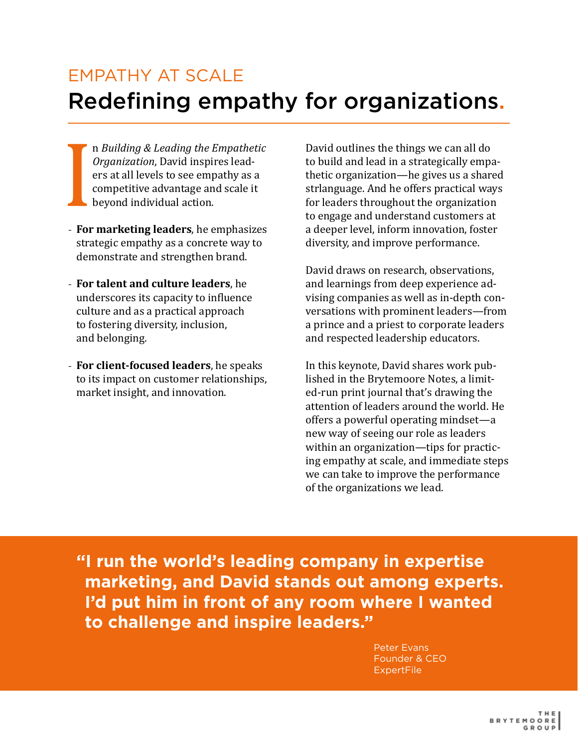## EMPATHY AT SCALE

# Redefining empathy for organizations.

In *Building & Leading the Empathetic Organization*, David inspires leaders at all levels to see empathy as a competitive advantage and scale it beyond individual action.

- **For marketing leaders**, he emphasizes strategic empathy as a concrete way to demonstrate and strengthen brand.
- **For talent and culture leaders**, he underscores its capacity to influence culture and as a practical approach to fostering diversity, inclusion, and belonging.
- **For client-focused leaders**, he speaks to its impact on customer relationships, market insight, and innovation.

David outlines the things we can all do to build and lead in a strategically empathetic organization—he gives us a shared strlanguage. And he offers practical ways for leaders throughout the organization to engage and understand customers at a deeper level, inform innovation, foster diversity, and improve performance.

David draws on research, observations, and learnings from deep experience advising companies as well as in-depth conversations with prominent leaders—from a prince and a priest to corporate leaders and respected leadership educators.

In this keynote, David shares work published in the Brytemoore Notes, a limited-run print journal that's drawing the attention of leaders around the world. He offers a powerful operating mindset—a new way of seeing our role as leaders within an organization—tips for practicing empathy at scale, and immediate steps we can take to improve the performance of the organizations we lead.

> **"I run the world's leading company in expertise marketing, and David stands out among experts. I'd put him in front of any room where I wanted to challenge and inspire leaders."**
>
> Peter Evans
> Founder & CEO
> ExpertFile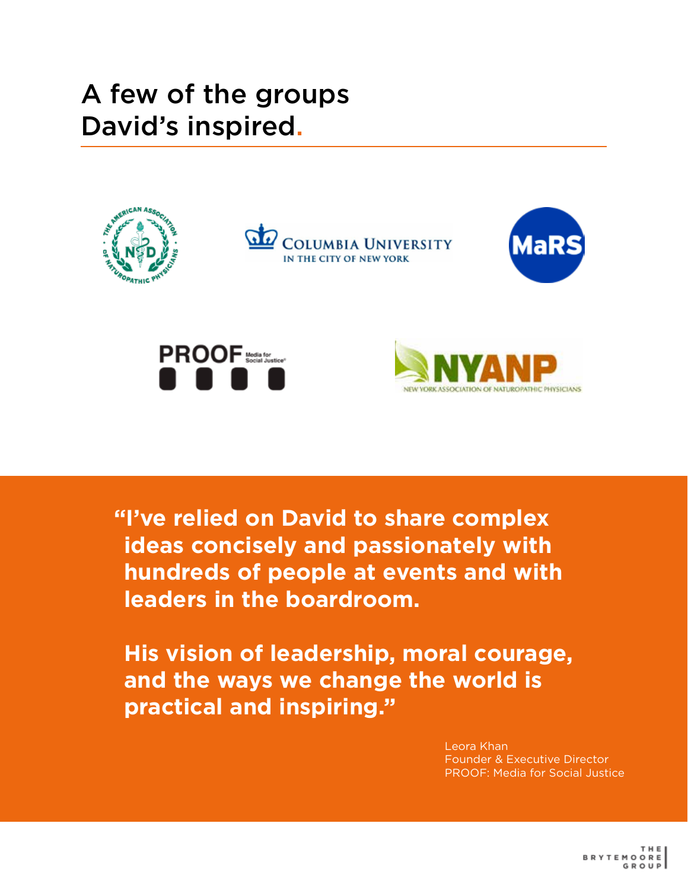# A few of the groups David's inspired.

**"I've relied on David to share complex ideas concisely and passionately with hundreds of people at events and with leaders in the boardroom.**

**His vision of leadership, moral courage, and the ways we change the world is practical and inspiring."**

Leora Khan
Founder & Executive Director
PROOF: Media for Social Justice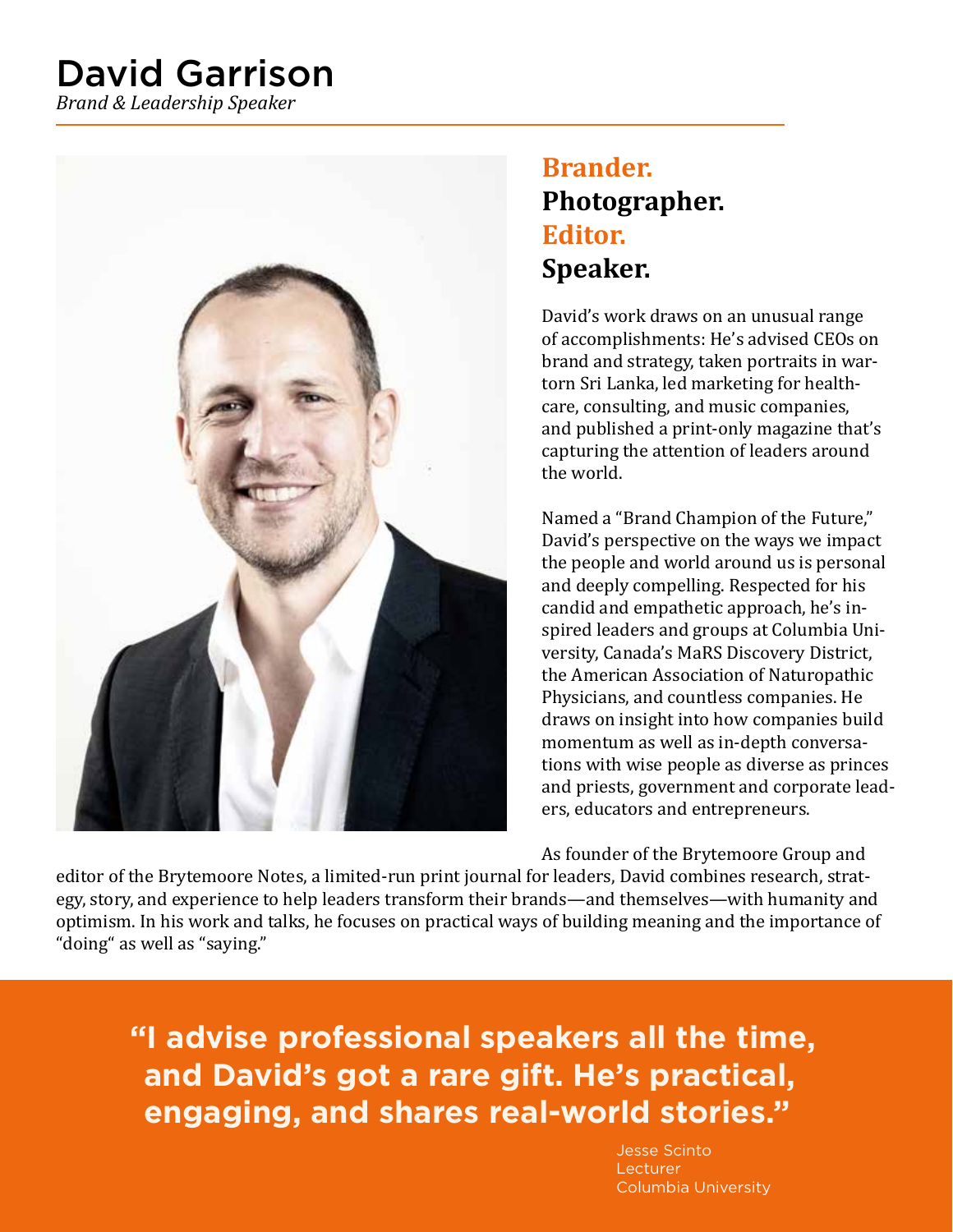# David Garrison

*Brand & Leadership Speaker*

## Brander.
## Photographer.
## Editor.
## Speaker.

David's work draws on an unusual range of accomplishments: He's advised CEOs on brand and strategy, taken portraits in war-torn Sri Lanka, led marketing for healthcare, consulting, and music companies, and published a print-only magazine that's capturing the attention of leaders around the world.

Named a "Brand Champion of the Future," David's perspective on the ways we impact the people and world around us is personal and deeply compelling. Respected for his candid and empathetic approach, he's inspired leaders and groups at Columbia University, Canada's MaRS Discovery District, the American Association of Naturopathic Physicians, and countless companies. He draws on insight into how companies build momentum as well as in-depth conversations with wise people as diverse as princes and priests, government and corporate leaders, educators and entrepreneurs.

As founder of the Brytemoore Group and editor of the Brytemoore Notes, a limited-run print journal for leaders, David combines research, strategy, story, and experience to help leaders transform their brands—and themselves—with humanity and optimism. In his work and talks, he focuses on practical ways of building meaning and the importance of "doing" as well as "saying."

> **"I advise professional speakers all the time, and David's got a rare gift. He's practical, engaging, and shares real-world stories."**
>
> Jesse Scinto
> Lecturer
> Columbia University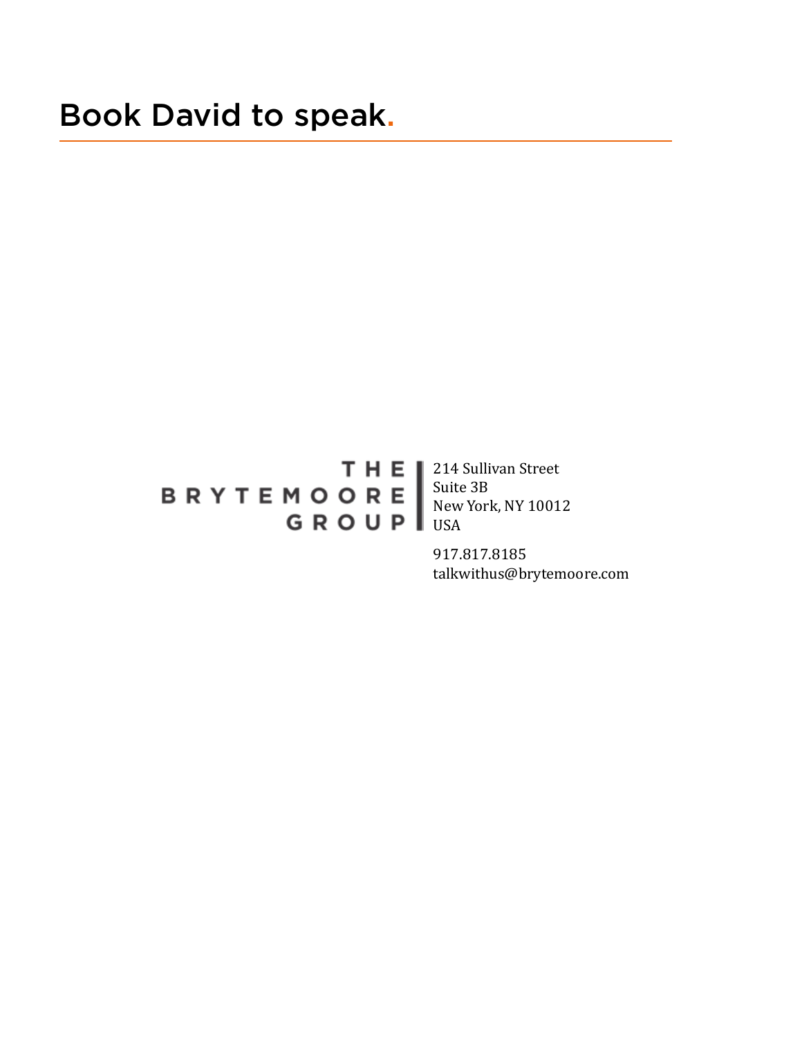# Book David to speak.

THE BRYTEMOORE GROUP

214 Sullivan Street
Suite 3B
New York, NY 10012
USA

917.817.8185
talkwithus@brytemoore.com